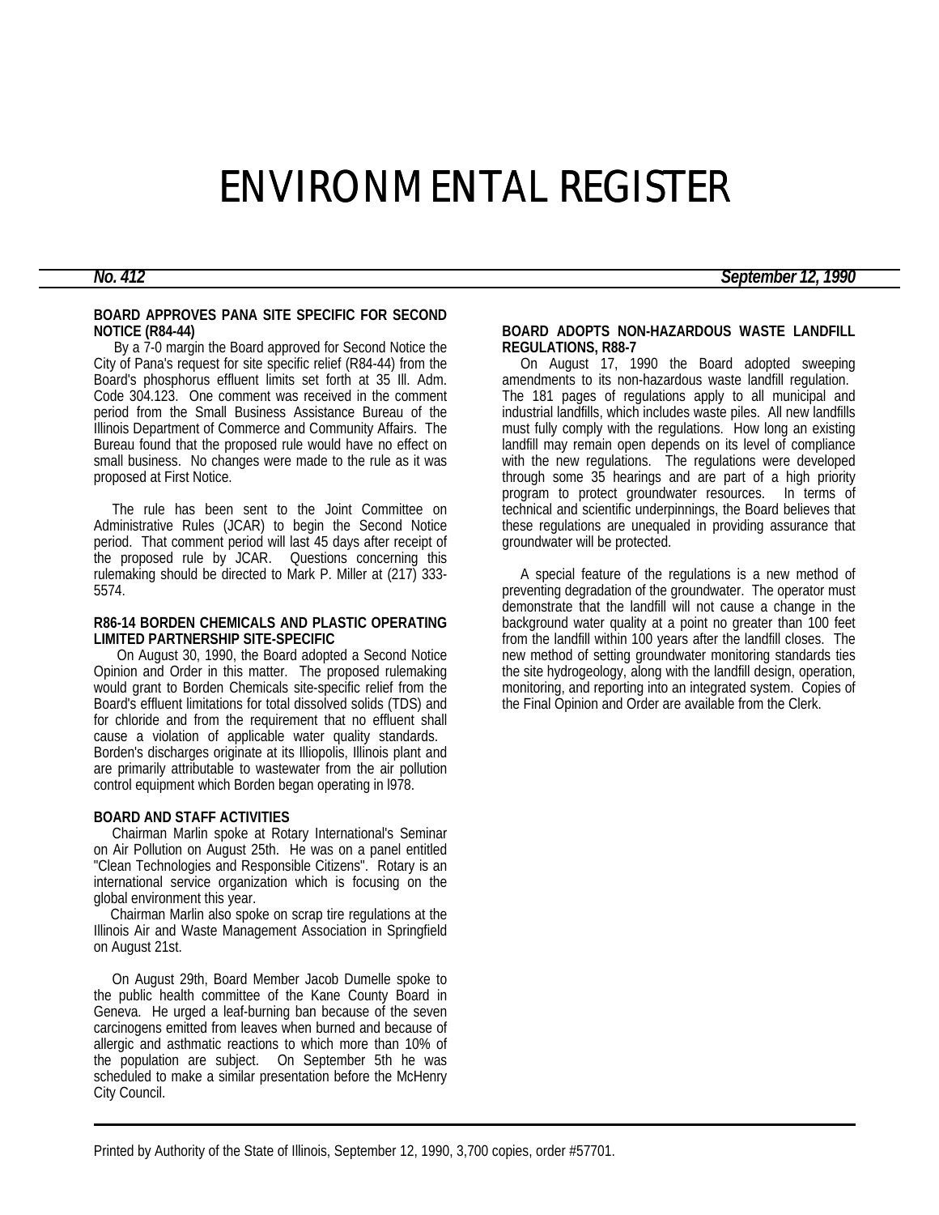# ENVIRONMENTAL REGISTER

***No. 412*** ***September 12, 1990***

**BOARD APPROVES PANA SITE SPECIFIC FOR SECOND NOTICE (R84-44)**

By a 7-0 margin the Board approved for Second Notice the City of Pana's request for site specific relief (R84-44) from the Board's phosphorus effluent limits set forth at 35 Ill. Adm. Code 304.123. One comment was received in the comment period from the Small Business Assistance Bureau of the Illinois Department of Commerce and Community Affairs. The Bureau found that the proposed rule would have no effect on small business. No changes were made to the rule as it was proposed at First Notice.

The rule has been sent to the Joint Committee on Administrative Rules (JCAR) to begin the Second Notice period. That comment period will last 45 days after receipt of the proposed rule by JCAR. Questions concerning this rulemaking should be directed to Mark P. Miller at (217) 333-5574.

**R86-14 BORDEN CHEMICALS AND PLASTIC OPERATING LIMITED PARTNERSHIP SITE-SPECIFIC**

On August 30, 1990, the Board adopted a Second Notice Opinion and Order in this matter. The proposed rulemaking would grant to Borden Chemicals site-specific relief from the Board's effluent limitations for total dissolved solids (TDS) and for chloride and from the requirement that no effluent shall cause a violation of applicable water quality standards. Borden's discharges originate at its Illiopolis, Illinois plant and are primarily attributable to wastewater from the air pollution control equipment which Borden began operating in l978.

**BOARD AND STAFF ACTIVITIES**

Chairman Marlin spoke at Rotary International's Seminar on Air Pollution on August 25th. He was on a panel entitled "Clean Technologies and Responsible Citizens". Rotary is an international service organization which is focusing on the global environment this year.

Chairman Marlin also spoke on scrap tire regulations at the Illinois Air and Waste Management Association in Springfield on August 21st.

On August 29th, Board Member Jacob Dumelle spoke to the public health committee of the Kane County Board in Geneva. He urged a leaf-burning ban because of the seven carcinogens emitted from leaves when burned and because of allergic and asthmatic reactions to which more than 10% of the population are subject. On September 5th he was scheduled to make a similar presentation before the McHenry City Council.

**BOARD ADOPTS NON-HAZARDOUS WASTE LANDFILL REGULATIONS, R88-7**

On August 17, 1990 the Board adopted sweeping amendments to its non-hazardous waste landfill regulation. The 181 pages of regulations apply to all municipal and industrial landfills, which includes waste piles. All new landfills must fully comply with the regulations. How long an existing landfill may remain open depends on its level of compliance with the new regulations. The regulations were developed through some 35 hearings and are part of a high priority program to protect groundwater resources. In terms of technical and scientific underpinnings, the Board believes that these regulations are unequaled in providing assurance that groundwater will be protected.

A special feature of the regulations is a new method of preventing degradation of the groundwater. The operator must demonstrate that the landfill will not cause a change in the background water quality at a point no greater than 100 feet from the landfill within 100 years after the landfill closes. The new method of setting groundwater monitoring standards ties the site hydrogeology, along with the landfill design, operation, monitoring, and reporting into an integrated system. Copies of the Final Opinion and Order are available from the Clerk.

Printed by Authority of the State of Illinois, September 12, 1990, 3,700 copies, order #57701.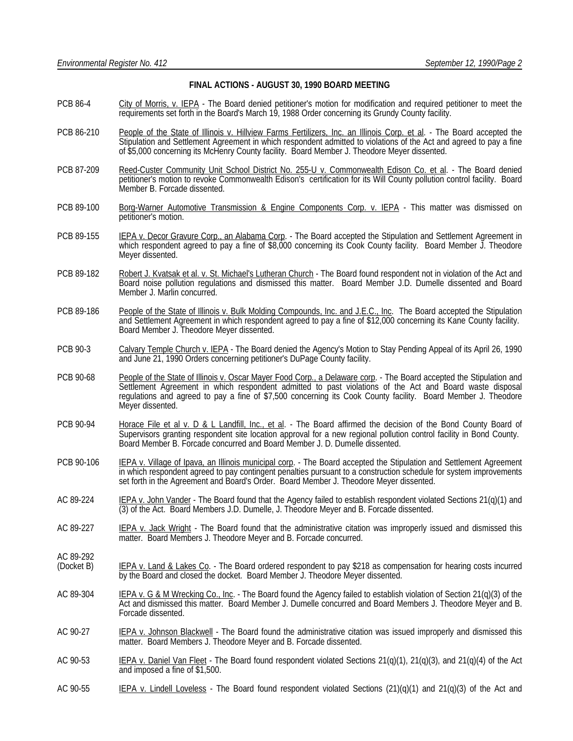## FINAL ACTIONS - AUGUST 30, 1990 BOARD MEETING

PCB 86-4 — City of Morris, v. IEPA - The Board denied petitioner's motion for modification and required petitioner to meet the requirements set forth in the Board's March 19, 1988 Order concerning its Grundy County facility.

PCB 86-210 — People of the State of Illinois v. Hillview Farms Fertilizers, Inc. an Illinois Corp. et al. - The Board accepted the Stipulation and Settlement Agreement in which respondent admitted to violations of the Act and agreed to pay a fine of $5,000 concerning its McHenry County facility. Board Member J. Theodore Meyer dissented.

PCB 87-209 — Reed-Custer Community Unit School District No. 255-U v. Commonwealth Edison Co. et al. - The Board denied petitioner's motion to revoke Commonwealth Edison's certification for its Will County pollution control facility. Board Member B. Forcade dissented.

PCB 89-100 — Borg-Warner Automotive Transmission & Engine Components Corp. v. IEPA - This matter was dismissed on petitioner's motion.

PCB 89-155 — IEPA v. Decor Gravure Corp., an Alabama Corp. - The Board accepted the Stipulation and Settlement Agreement in which respondent agreed to pay a fine of $8,000 concerning its Cook County facility. Board Member J. Theodore Meyer dissented.

PCB 89-182 — Robert J. Kvatsak et al. v. St. Michael's Lutheran Church - The Board found respondent not in violation of the Act and Board noise pollution regulations and dismissed this matter. Board Member J.D. Dumelle dissented and Board Member J. Marlin concurred.

PCB 89-186 — People of the State of Illinois v. Bulk Molding Compounds, Inc. and J.E.C., Inc. The Board accepted the Stipulation and Settlement Agreement in which respondent agreed to pay a fine of $12,000 concerning its Kane County facility. Board Member J. Theodore Meyer dissented.

PCB 90-3 — Calvary Temple Church v. IEPA - The Board denied the Agency's Motion to Stay Pending Appeal of its April 26, 1990 and June 21, 1990 Orders concerning petitioner's DuPage County facility.

PCB 90-68 — People of the State of Illinois v. Oscar Mayer Food Corp., a Delaware corp. - The Board accepted the Stipulation and Settlement Agreement in which respondent admitted to past violations of the Act and Board waste disposal regulations and agreed to pay a fine of $7,500 concerning its Cook County facility. Board Member J. Theodore Meyer dissented.

PCB 90-94 — Horace File et al v. D & L Landfill, Inc., et al. - The Board affirmed the decision of the Bond County Board of Supervisors granting respondent site location approval for a new regional pollution control facility in Bond County. Board Member B. Forcade concurred and Board Member J. D. Dumelle dissented.

PCB 90-106 — IEPA v. Village of Ipava, an Illinois municipal corp. - The Board accepted the Stipulation and Settlement Agreement in which respondent agreed to pay contingent penalties pursuant to a construction schedule for system improvements set forth in the Agreement and Board's Order. Board Member J. Theodore Meyer dissented.

AC 89-224 — IEPA v. John Vander - The Board found that the Agency failed to establish respondent violated Sections 21(q)(1) and (3) of the Act. Board Members J.D. Dumelle, J. Theodore Meyer and B. Forcade dissented.

AC 89-227 — IEPA v. Jack Wright - The Board found that the administrative citation was improperly issued and dismissed this matter. Board Members J. Theodore Meyer and B. Forcade concurred.

AC 89-292 (Docket B) — IEPA v. Land & Lakes Co. - The Board ordered respondent to pay $218 as compensation for hearing costs incurred by the Board and closed the docket. Board Member J. Theodore Meyer dissented.

AC 89-304 — IEPA v. G & M Wrecking Co., Inc. - The Board found the Agency failed to establish violation of Section 21(q)(3) of the Act and dismissed this matter. Board Member J. Dumelle concurred and Board Members J. Theodore Meyer and B. Forcade dissented.

AC 90-27 — IEPA v. Johnson Blackwell - The Board found the administrative citation was issued improperly and dismissed this matter. Board Members J. Theodore Meyer and B. Forcade dissented.

AC 90-53 — IEPA v. Daniel Van Fleet - The Board found respondent violated Sections 21(q)(1), 21(q)(3), and 21(q)(4) of the Act and imposed a fine of $1,500.

AC 90-55 — IEPA v. Lindell Loveless - The Board found respondent violated Sections (21)(q)(1) and 21(q)(3) of the Act and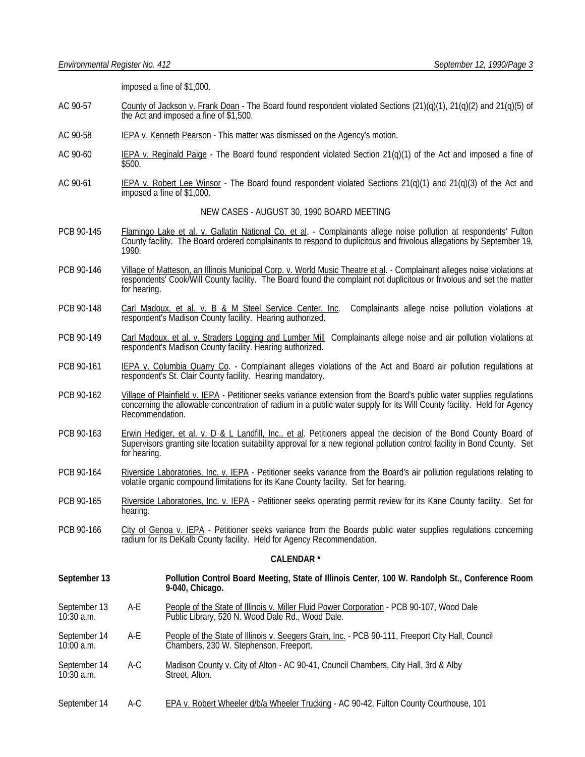imposed a fine of $1,000.

AC 90-57 <u>County of Jackson v. Frank Doan</u> - The Board found respondent violated Sections (21)(q)(1), 21(q)(2) and 21(q)(5) of the Act and imposed a fine of $1,500.

AC 90-58 <u>IEPA v. Kenneth Pearson</u> - This matter was dismissed on the Agency's motion.

AC 90-60 <u>IEPA v. Reginald Paige</u> - The Board found respondent violated Section 21(q)(1) of the Act and imposed a fine of $500.

AC 90-61 <u>IEPA v. Robert Lee Winsor</u> - The Board found respondent violated Sections 21(q)(1) and 21(q)(3) of the Act and imposed a fine of $1,000.

NEW CASES - AUGUST 30, 1990 BOARD MEETING

PCB 90-145 <u>Flamingo Lake et al. v. Gallatin National Co. et al</u>. - Complainants allege noise pollution at respondents' Fulton County facility. The Board ordered complainants to respond to duplicitous and frivolous allegations by September 19, 1990.

PCB 90-146 <u>Village of Matteson, an Illinois Municipal Corp. v. World Music Theatre et al</u>. - Complainant alleges noise violations at respondents' Cook/Will County facility. The Board found the complaint not duplicitous or frivolous and set the matter for hearing.

PCB 90-148 <u>Carl Madoux, et al. v. B & M Steel Service Center, Inc</u>. Complainants allege noise pollution violations at respondent's Madison County facility. Hearing authorized.

PCB 90-149 <u>Carl Madoux, et al. v. Straders Logging and Lumber Mill</u> Complainants allege noise and air pollution violations at respondent's Madison County facility. Hearing authorized.

PCB 90-161 <u>IEPA v. Columbia Quarry Co</u>. - Complainant alleges violations of the Act and Board air pollution regulations at respondent's St. Clair County facility. Hearing mandatory.

PCB 90-162 <u>Village of Plainfield v. IEPA</u> - Petitioner seeks variance extension from the Board's public water supplies regulations concerning the allowable concentration of radium in a public water supply for its Will County facility. Held for Agency Recommendation.

PCB 90-163 <u>Erwin Hediger, et al. v. D & L Landfill, Inc., et al</u>. Petitioners appeal the decision of the Bond County Board of Supervisors granting site location suitability approval for a new regional pollution control facility in Bond County. Set for hearing.

PCB 90-164 <u>Riverside Laboratories, Inc. v. IEPA</u> - Petitioner seeks variance from the Board's air pollution regulations relating to volatile organic compound limitations for its Kane County facility. Set for hearing.

PCB 90-165 <u>Riverside Laboratories, Inc. v. IEPA</u> - Petitioner seeks operating permit review for its Kane County facility. Set for hearing.

PCB 90-166 <u>City of Genoa v. IEPA</u> - Petitioner seeks variance from the Boards public water supplies regulations concerning radium for its DeKalb County facility. Held for Agency Recommendation.

**CALENDAR \***

**September 13** **Pollution Control Board Meeting, State of Illinois Center, 100 W. Randolph St., Conference Room 9-040, Chicago.**

September 13, 10:30 a.m. A-E <u>People of the State of Illinois v. Miller Fluid Power Corporation</u> - PCB 90-107, Wood Dale Public Library, 520 N. Wood Dale Rd., Wood Dale.

September 14, 10:00 a.m. A-E <u>People of the State of Illinois v. Seegers Grain, Inc.</u> - PCB 90-111, Freeport City Hall, Council Chambers, 230 W. Stephenson, Freeport.

September 14, 10:30 a.m. A-C <u>Madison County v. City of Alton</u> - AC 90-41, Council Chambers, City Hall, 3rd & Alby Street, Alton.

September 14 A-C <u>EPA v. Robert Wheeler d/b/a Wheeler Trucking</u> - AC 90-42, Fulton County Courthouse, 101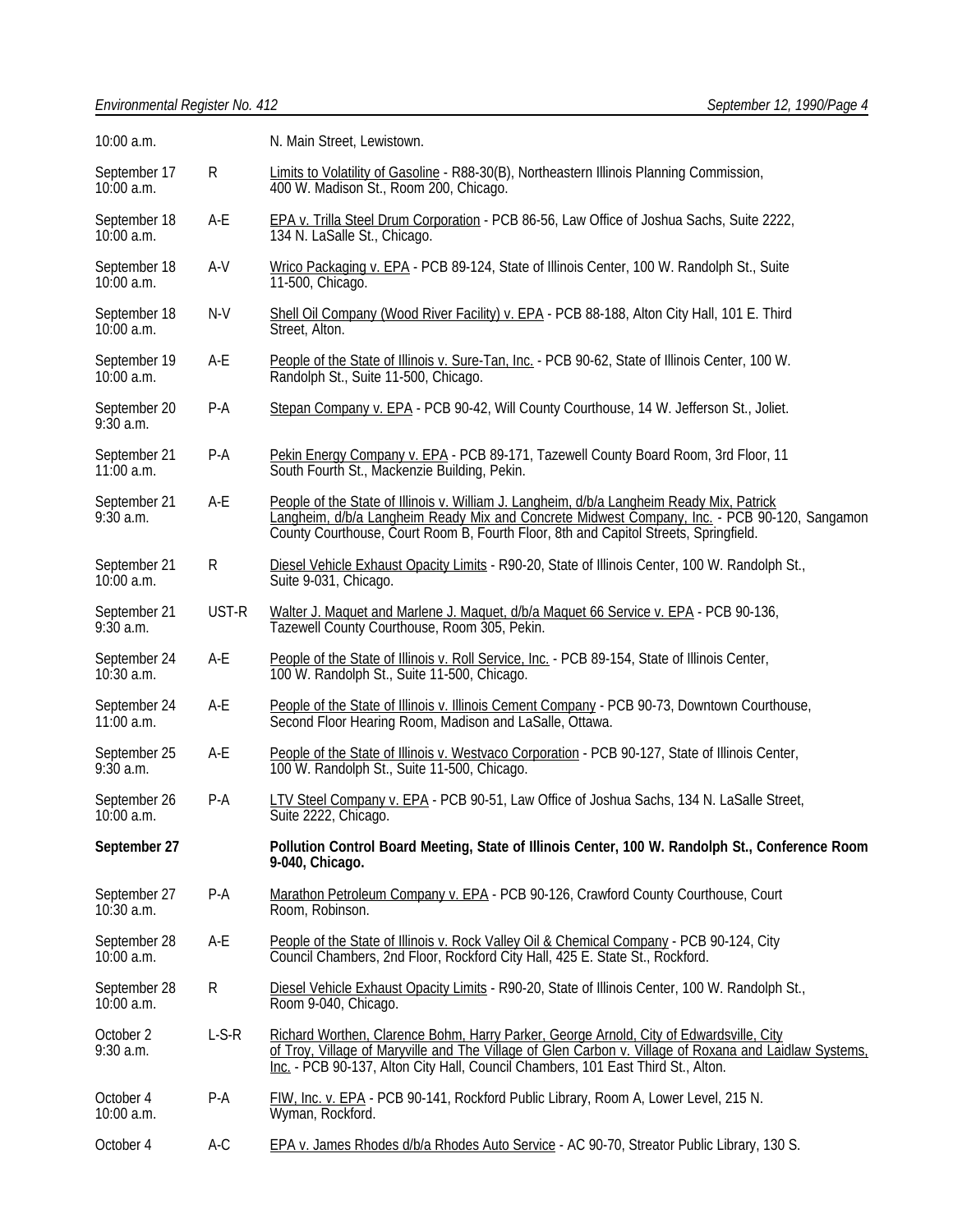| | | |
|---|---|---|
| 10:00 a.m. | | N. Main Street, Lewistown. |
| September 17<br>10:00 a.m. | R | Limits to Volatility of Gasoline - R88-30(B), Northeastern Illinois Planning Commission, 400 W. Madison St., Room 200, Chicago. |
| September 18<br>10:00 a.m. | A-E | EPA v. Trilla Steel Drum Corporation - PCB 86-56, Law Office of Joshua Sachs, Suite 2222, 134 N. LaSalle St., Chicago. |
| September 18<br>10:00 a.m. | A-V | Wrico Packaging v. EPA - PCB 89-124, State of Illinois Center, 100 W. Randolph St., Suite 11-500, Chicago. |
| September 18<br>10:00 a.m. | N-V | Shell Oil Company (Wood River Facility) v. EPA - PCB 88-188, Alton City Hall, 101 E. Third Street, Alton. |
| September 19<br>10:00 a.m. | A-E | People of the State of Illinois v. Sure-Tan, Inc. - PCB 90-62, State of Illinois Center, 100 W. Randolph St., Suite 11-500, Chicago. |
| September 20<br>9:30 a.m. | P-A | Stepan Company v. EPA - PCB 90-42, Will County Courthouse, 14 W. Jefferson St., Joliet. |
| September 21<br>11:00 a.m. | P-A | Pekin Energy Company v. EPA - PCB 89-171, Tazewell County Board Room, 3rd Floor, 11 South Fourth St., Mackenzie Building, Pekin. |
| September 21<br>9:30 a.m. | A-E | People of the State of Illinois v. William J. Langheim, d/b/a Langheim Ready Mix, Patrick Langheim, d/b/a Langheim Ready Mix and Concrete Midwest Company, Inc. - PCB 90-120, Sangamon County Courthouse, Court Room B, Fourth Floor, 8th and Capitol Streets, Springfield. |
| September 21<br>10:00 a.m. | R | Diesel Vehicle Exhaust Opacity Limits - R90-20, State of Illinois Center, 100 W. Randolph St., Suite 9-031, Chicago. |
| September 21<br>9:30 a.m. | UST-R | Walter J. Maquet and Marlene J. Maquet, d/b/a Maquet 66 Service v. EPA - PCB 90-136, Tazewell County Courthouse, Room 305, Pekin. |
| September 24<br>10:30 a.m. | A-E | People of the State of Illinois v. Roll Service, Inc. - PCB 89-154, State of Illinois Center, 100 W. Randolph St., Suite 11-500, Chicago. |
| September 24<br>11:00 a.m. | A-E | People of the State of Illinois v. Illinois Cement Company - PCB 90-73, Downtown Courthouse, Second Floor Hearing Room, Madison and LaSalle, Ottawa. |
| September 25<br>9:30 a.m. | A-E | People of the State of Illinois v. Westvaco Corporation - PCB 90-127, State of Illinois Center, 100 W. Randolph St., Suite 11-500, Chicago. |
| September 26<br>10:00 a.m. | P-A | LTV Steel Company v. EPA - PCB 90-51, Law Office of Joshua Sachs, 134 N. LaSalle Street, Suite 2222, Chicago. |
| **September 27** | | **Pollution Control Board Meeting, State of Illinois Center, 100 W. Randolph St., Conference Room 9-040, Chicago.** |
| September 27<br>10:30 a.m. | P-A | Marathon Petroleum Company v. EPA - PCB 90-126, Crawford County Courthouse, Court Room, Robinson. |
| September 28<br>10:00 a.m. | A-E | People of the State of Illinois v. Rock Valley Oil & Chemical Company - PCB 90-124, City Council Chambers, 2nd Floor, Rockford City Hall, 425 E. State St., Rockford. |
| September 28<br>10:00 a.m. | R | Diesel Vehicle Exhaust Opacity Limits - R90-20, State of Illinois Center, 100 W. Randolph St., Room 9-040, Chicago. |
| October 2<br>9:30 a.m. | L-S-R | Richard Worthen, Clarence Bohm, Harry Parker, George Arnold, City of Edwardsville, City of Troy, Village of Maryville and The Village of Glen Carbon v. Village of Roxana and Laidlaw Systems, Inc. - PCB 90-137, Alton City Hall, Council Chambers, 101 East Third St., Alton. |
| October 4<br>10:00 a.m. | P-A | FIW, Inc. v. EPA - PCB 90-141, Rockford Public Library, Room A, Lower Level, 215 N. Wyman, Rockford. |
| October 4 | A-C | EPA v. James Rhodes d/b/a Rhodes Auto Service - AC 90-70, Streator Public Library, 130 S. |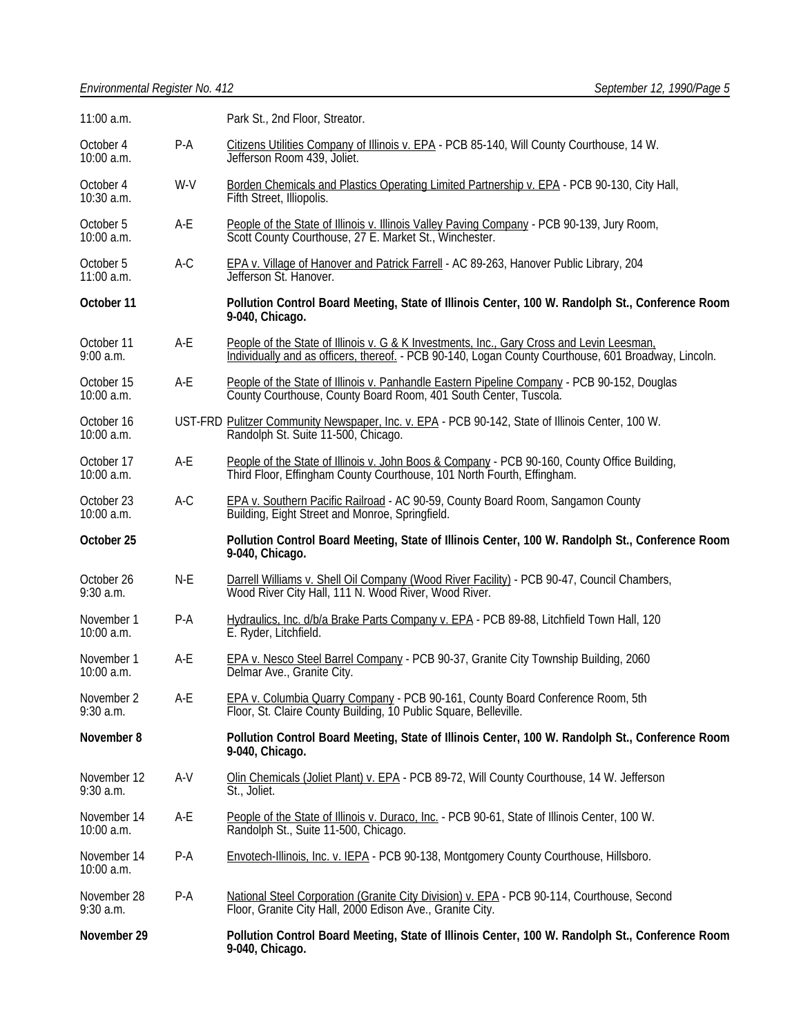| | | |
|---|---|---|
| 11:00 a.m. | | Park St., 2nd Floor, Streator. |
| October 4<br>10:00 a.m. | P-A | Citizens Utilities Company of Illinois v. EPA - PCB 85-140, Will County Courthouse, 14 W. Jefferson Room 439, Joliet. |
| October 4<br>10:30 a.m. | W-V | Borden Chemicals and Plastics Operating Limited Partnership v. EPA - PCB 90-130, City Hall, Fifth Street, Illiopolis. |
| October 5<br>10:00 a.m. | A-E | People of the State of Illinois v. Illinois Valley Paving Company - PCB 90-139, Jury Room, Scott County Courthouse, 27 E. Market St., Winchester. |
| October 5<br>11:00 a.m. | A-C | EPA v. Village of Hanover and Patrick Farrell - AC 89-263, Hanover Public Library, 204 Jefferson St. Hanover. |
| **October 11** | | **Pollution Control Board Meeting, State of Illinois Center, 100 W. Randolph St., Conference Room 9-040, Chicago.** |
| October 11<br>9:00 a.m. | A-E | People of the State of Illinois v. G & K Investments, Inc., Gary Cross and Levin Leesman, Individually and as officers, thereof. - PCB 90-140, Logan County Courthouse, 601 Broadway, Lincoln. |
| October 15<br>10:00 a.m. | A-E | People of the State of Illinois v. Panhandle Eastern Pipeline Company - PCB 90-152, Douglas County Courthouse, County Board Room, 401 South Center, Tuscola. |
| October 16<br>10:00 a.m. | UST-FRD | Pulitzer Community Newspaper, Inc. v. EPA - PCB 90-142, State of Illinois Center, 100 W. Randolph St. Suite 11-500, Chicago. |
| October 17<br>10:00 a.m. | A-E | People of the State of Illinois v. John Boos & Company - PCB 90-160, County Office Building, Third Floor, Effingham County Courthouse, 101 North Fourth, Effingham. |
| October 23<br>10:00 a.m. | A-C | EPA v. Southern Pacific Railroad - AC 90-59, County Board Room, Sangamon County Building, Eight Street and Monroe, Springfield. |
| **October 25** | | **Pollution Control Board Meeting, State of Illinois Center, 100 W. Randolph St., Conference Room 9-040, Chicago.** |
| October 26<br>9:30 a.m. | N-E | Darrell Williams v. Shell Oil Company (Wood River Facility) - PCB 90-47, Council Chambers, Wood River City Hall, 111 N. Wood River, Wood River. |
| November 1<br>10:00 a.m. | P-A | Hydraulics, Inc. d/b/a Brake Parts Company v. EPA - PCB 89-88, Litchfield Town Hall, 120 E. Ryder, Litchfield. |
| November 1<br>10:00 a.m. | A-E | EPA v. Nesco Steel Barrel Company - PCB 90-37, Granite City Township Building, 2060 Delmar Ave., Granite City. |
| November 2<br>9:30 a.m. | A-E | EPA v. Columbia Quarry Company - PCB 90-161, County Board Conference Room, 5th Floor, St. Claire County Building, 10 Public Square, Belleville. |
| **November 8** | | **Pollution Control Board Meeting, State of Illinois Center, 100 W. Randolph St., Conference Room 9-040, Chicago.** |
| November 12<br>9:30 a.m. | A-V | Olin Chemicals (Joliet Plant) v. EPA - PCB 89-72, Will County Courthouse, 14 W. Jefferson St., Joliet. |
| November 14<br>10:00 a.m. | A-E | People of the State of Illinois v. Duraco, Inc. - PCB 90-61, State of Illinois Center, 100 W. Randolph St., Suite 11-500, Chicago. |
| November 14<br>10:00 a.m. | P-A | Envotech-Illinois, Inc. v. IEPA - PCB 90-138, Montgomery County Courthouse, Hillsboro. |
| November 28<br>9:30 a.m. | P-A | National Steel Corporation (Granite City Division) v. EPA - PCB 90-114, Courthouse, Second Floor, Granite City Hall, 2000 Edison Ave., Granite City. |
| **November 29** | | **Pollution Control Board Meeting, State of Illinois Center, 100 W. Randolph St., Conference Room 9-040, Chicago.** |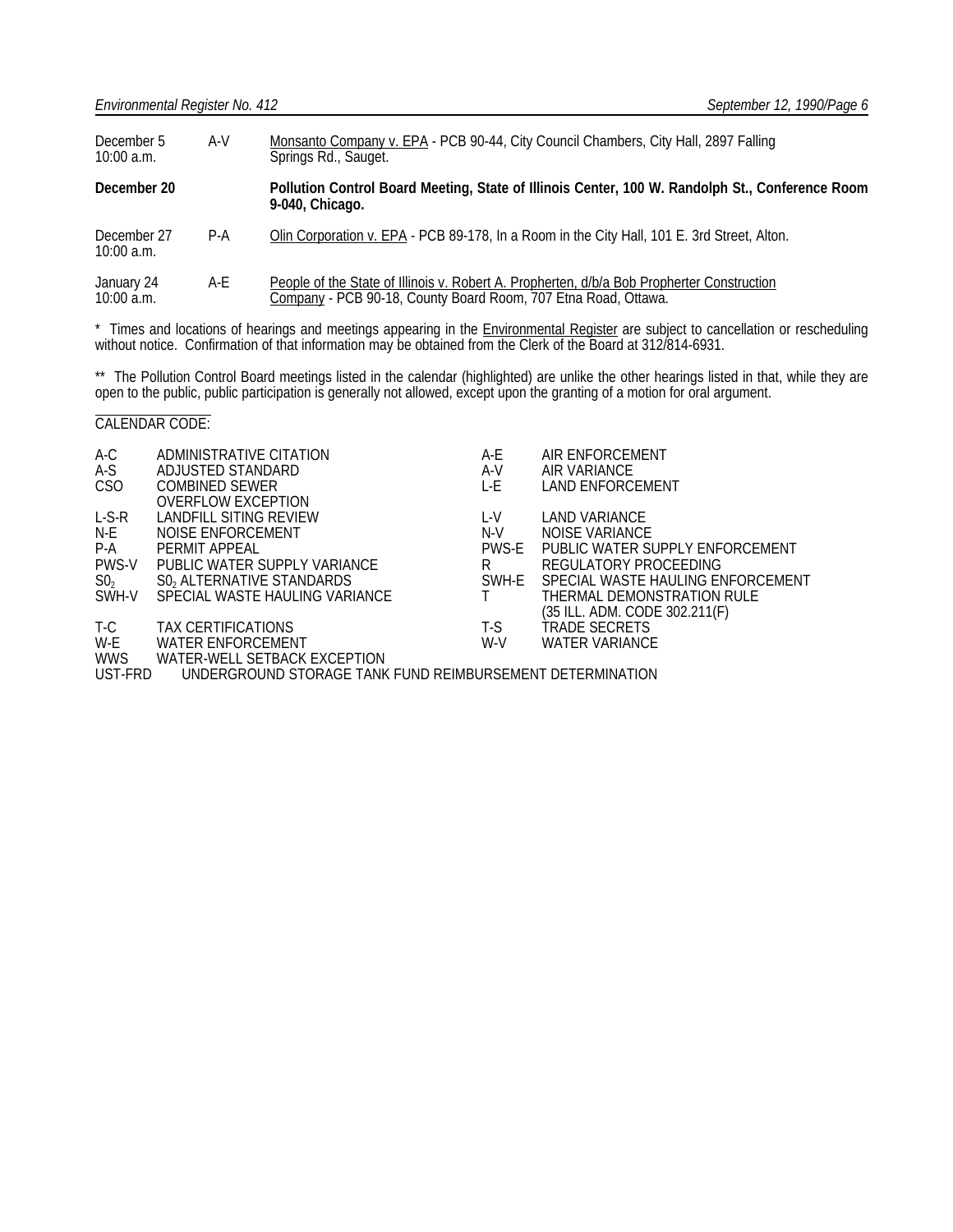| | | |
|---|---|---|
| December 5<br>10:00 a.m. | A-V | Monsanto Company v. EPA - PCB 90-44, City Council Chambers, City Hall, 2897 Falling Springs Rd., Sauget. |
| **December 20** | | **Pollution Control Board Meeting, State of Illinois Center, 100 W. Randolph St., Conference Room 9-040, Chicago.** |
| December 27<br>10:00 a.m. | P-A | Olin Corporation v. EPA - PCB 89-178, In a Room in the City Hall, 101 E. 3rd Street, Alton. |
| January 24<br>10:00 a.m. | A-E | People of the State of Illinois v. Robert A. Propherten, d/b/a Bob Propherter Construction Company - PCB 90-18, County Board Room, 707 Etna Road, Ottawa. |

* Times and locations of hearings and meetings appearing in the Environmental Register are subject to cancellation or rescheduling without notice. Confirmation of that information may be obtained from the Clerk of the Board at 312/814-6931.

** The Pollution Control Board meetings listed in the calendar (highlighted) are unlike the other hearings listed in that, while they are open to the public, public participation is generally not allowed, except upon the granting of a motion for oral argument.

CALENDAR CODE:

| | | | |
|---|---|---|---|
| A-C | ADMINISTRATIVE CITATION | A-E | AIR ENFORCEMENT |
| A-S | ADJUSTED STANDARD | A-V | AIR VARIANCE |
| CSO | COMBINED SEWER OVERFLOW EXCEPTION | L-E | LAND ENFORCEMENT |
| L-S-R | LANDFILL SITING REVIEW | L-V | LAND VARIANCE |
| N-E | NOISE ENFORCEMENT | N-V | NOISE VARIANCE |
| P-A | PERMIT APPEAL | PWS-E | PUBLIC WATER SUPPLY ENFORCEMENT |
| PWS-V | PUBLIC WATER SUPPLY VARIANCE | R | REGULATORY PROCEEDING |
| $SO_2$ | $SO_2$ ALTERNATIVE STANDARDS | SWH-E | SPECIAL WASTE HAULING ENFORCEMENT |
| SWH-V | SPECIAL WASTE HAULING VARIANCE | T | THERMAL DEMONSTRATION RULE (35 ILL. ADM. CODE 302.211(F) |
| T-C | TAX CERTIFICATIONS | T-S | TRADE SECRETS |
| W-E | WATER ENFORCEMENT | W-V | WATER VARIANCE |
| WWS | WATER-WELL SETBACK EXCEPTION | | |
| UST-FRD | UNDERGROUND STORAGE TANK FUND REIMBURSEMENT DETERMINATION | | |